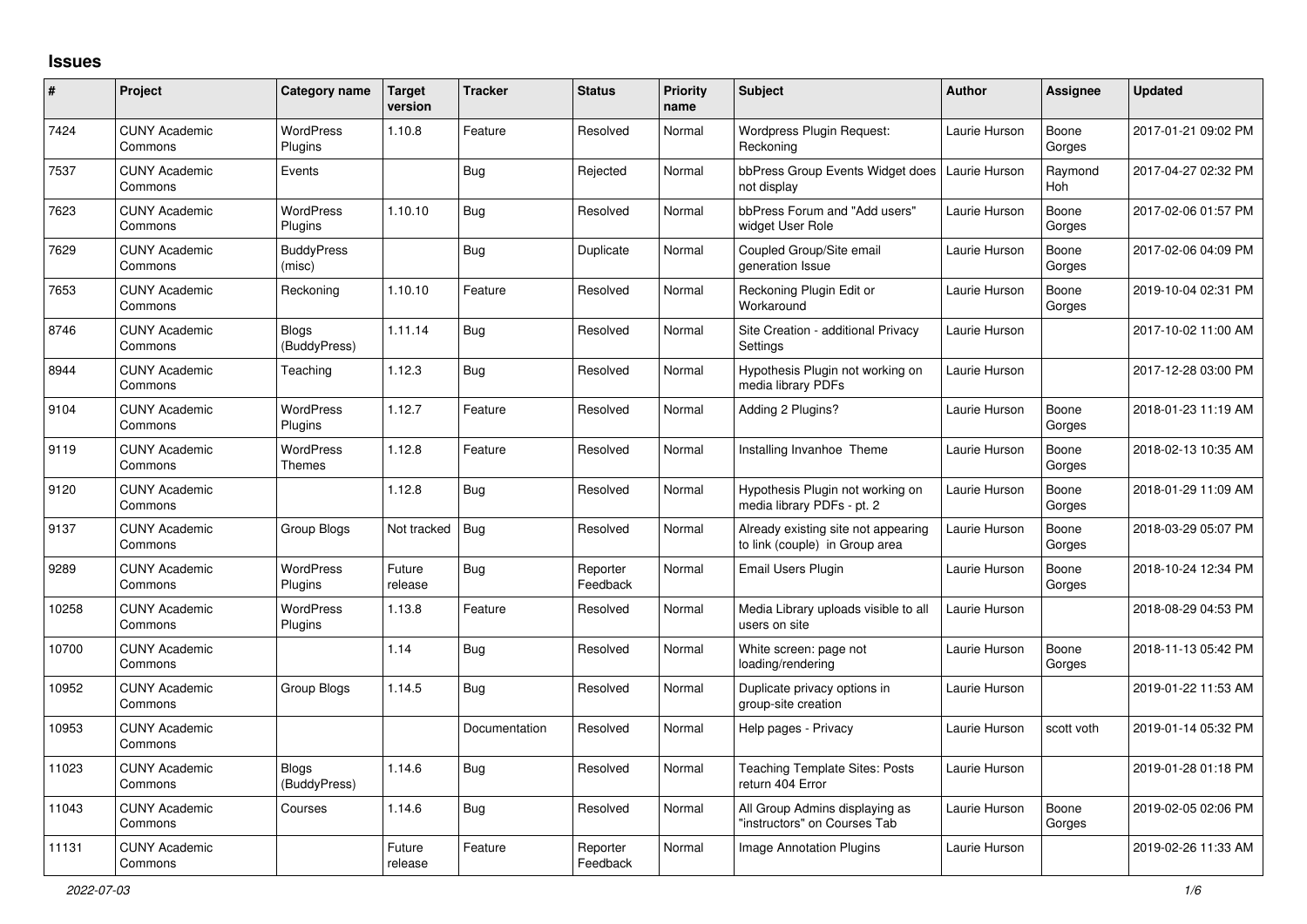# Issues

| # | Project | Category name | Target version | Tracker | Status | Priority name | Subject | Author | Assignee | Updated |
|---|---|---|---|---|---|---|---|---|---|---|
| 7424 | CUNY Academic Commons | WordPress Plugins | 1.10.8 | Feature | Resolved | Normal | Wordpress Plugin Request: Reckoning | Laurie Hurson | Boone Gorges | 2017-01-21 09:02 PM |
| 7537 | CUNY Academic Commons | Events | | Bug | Rejected | Normal | bbPress Group Events Widget does not display | Laurie Hurson | Raymond Hoh | 2017-04-27 02:32 PM |
| 7623 | CUNY Academic Commons | WordPress Plugins | 1.10.10 | Bug | Resolved | Normal | bbPress Forum and "Add users" widget User Role | Laurie Hurson | Boone Gorges | 2017-02-06 01:57 PM |
| 7629 | CUNY Academic Commons | BuddyPress (misc) | | Bug | Duplicate | Normal | Coupled Group/Site email generation Issue | Laurie Hurson | Boone Gorges | 2017-02-06 04:09 PM |
| 7653 | CUNY Academic Commons | Reckoning | 1.10.10 | Feature | Resolved | Normal | Reckoning Plugin Edit or Workaround | Laurie Hurson | Boone Gorges | 2019-10-04 02:31 PM |
| 8746 | CUNY Academic Commons | Blogs (BuddyPress) | 1.11.14 | Bug | Resolved | Normal | Site Creation - additional Privacy Settings | Laurie Hurson | | 2017-10-02 11:00 AM |
| 8944 | CUNY Academic Commons | Teaching | 1.12.3 | Bug | Resolved | Normal | Hypothesis Plugin not working on media library PDFs | Laurie Hurson | | 2017-12-28 03:00 PM |
| 9104 | CUNY Academic Commons | WordPress Plugins | 1.12.7 | Feature | Resolved | Normal | Adding 2 Plugins? | Laurie Hurson | Boone Gorges | 2018-01-23 11:19 AM |
| 9119 | CUNY Academic Commons | WordPress Themes | 1.12.8 | Feature | Resolved | Normal | Installing Invanhoe Theme | Laurie Hurson | Boone Gorges | 2018-02-13 10:35 AM |
| 9120 | CUNY Academic Commons | | 1.12.8 | Bug | Resolved | Normal | Hypothesis Plugin not working on media library PDFs - pt. 2 | Laurie Hurson | Boone Gorges | 2018-01-29 11:09 AM |
| 9137 | CUNY Academic Commons | Group Blogs | Not tracked | Bug | Resolved | Normal | Already existing site not appearing to link (couple) in Group area | Laurie Hurson | Boone Gorges | 2018-03-29 05:07 PM |
| 9289 | CUNY Academic Commons | WordPress Plugins | Future release | Bug | Reporter Feedback | Normal | Email Users Plugin | Laurie Hurson | Boone Gorges | 2018-10-24 12:34 PM |
| 10258 | CUNY Academic Commons | WordPress Plugins | 1.13.8 | Feature | Resolved | Normal | Media Library uploads visible to all users on site | Laurie Hurson | | 2018-08-29 04:53 PM |
| 10700 | CUNY Academic Commons | | 1.14 | Bug | Resolved | Normal | White screen: page not loading/rendering | Laurie Hurson | Boone Gorges | 2018-11-13 05:42 PM |
| 10952 | CUNY Academic Commons | Group Blogs | 1.14.5 | Bug | Resolved | Normal | Duplicate privacy options in group-site creation | Laurie Hurson | | 2019-01-22 11:53 AM |
| 10953 | CUNY Academic Commons | | | Documentation | Resolved | Normal | Help pages - Privacy | Laurie Hurson | scott voth | 2019-01-14 05:32 PM |
| 11023 | CUNY Academic Commons | Blogs (BuddyPress) | 1.14.6 | Bug | Resolved | Normal | Teaching Template Sites: Posts return 404 Error | Laurie Hurson | | 2019-01-28 01:18 PM |
| 11043 | CUNY Academic Commons | Courses | 1.14.6 | Bug | Resolved | Normal | All Group Admins displaying as "instructors" on Courses Tab | Laurie Hurson | Boone Gorges | 2019-02-05 02:06 PM |
| 11131 | CUNY Academic Commons | | Future release | Feature | Reporter Feedback | Normal | Image Annotation Plugins | Laurie Hurson | | 2019-02-26 11:33 AM |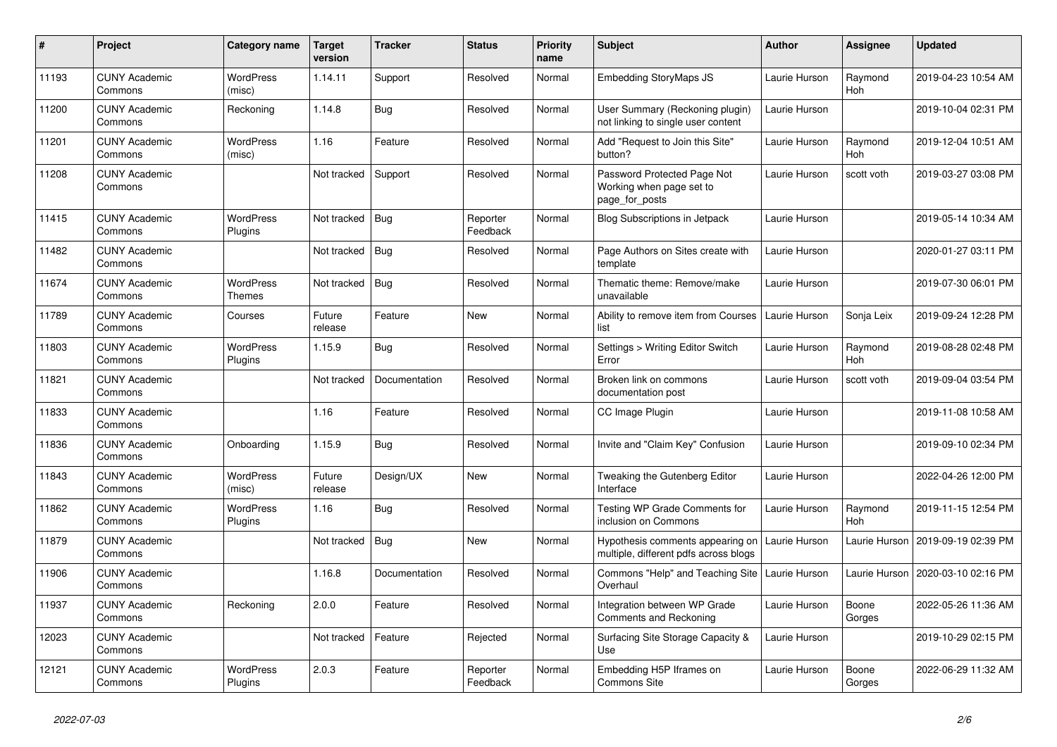| # | Project | Category name | Target version | Tracker | Status | Priority name | Subject | Author | Assignee | Updated |
|---|---|---|---|---|---|---|---|---|---|---|
| 11193 | CUNY Academic Commons | WordPress (misc) | 1.14.11 | Support | Resolved | Normal | Embedding StoryMaps JS | Laurie Hurson | Raymond Hoh | 2019-04-23 10:54 AM |
| 11200 | CUNY Academic Commons | Reckoning | 1.14.8 | Bug | Resolved | Normal | User Summary (Reckoning plugin) not linking to single user content | Laurie Hurson | | 2019-10-04 02:31 PM |
| 11201 | CUNY Academic Commons | WordPress (misc) | 1.16 | Feature | Resolved | Normal | Add "Request to Join this Site" button? | Laurie Hurson | Raymond Hoh | 2019-12-04 10:51 AM |
| 11208 | CUNY Academic Commons | | Not tracked | Support | Resolved | Normal | Password Protected Page Not Working when page set to page_for_posts | Laurie Hurson | scott voth | 2019-03-27 03:08 PM |
| 11415 | CUNY Academic Commons | WordPress Plugins | Not tracked | Bug | Reporter Feedback | Normal | Blog Subscriptions in Jetpack | Laurie Hurson | | 2019-05-14 10:34 AM |
| 11482 | CUNY Academic Commons | | Not tracked | Bug | Resolved | Normal | Page Authors on Sites create with template | Laurie Hurson | | 2020-01-27 03:11 PM |
| 11674 | CUNY Academic Commons | WordPress Themes | Not tracked | Bug | Resolved | Normal | Thematic theme: Remove/make unavailable | Laurie Hurson | | 2019-07-30 06:01 PM |
| 11789 | CUNY Academic Commons | Courses | Future release | Feature | New | Normal | Ability to remove item from Courses list | Laurie Hurson | Sonja Leix | 2019-09-24 12:28 PM |
| 11803 | CUNY Academic Commons | WordPress Plugins | 1.15.9 | Bug | Resolved | Normal | Settings > Writing Editor Switch Error | Laurie Hurson | Raymond Hoh | 2019-08-28 02:48 PM |
| 11821 | CUNY Academic Commons | | Not tracked | Documentation | Resolved | Normal | Broken link on commons documentation post | Laurie Hurson | scott voth | 2019-09-04 03:54 PM |
| 11833 | CUNY Academic Commons | | 1.16 | Feature | Resolved | Normal | CC Image Plugin | Laurie Hurson | | 2019-11-08 10:58 AM |
| 11836 | CUNY Academic Commons | Onboarding | 1.15.9 | Bug | Resolved | Normal | Invite and "Claim Key" Confusion | Laurie Hurson | | 2019-09-10 02:34 PM |
| 11843 | CUNY Academic Commons | WordPress (misc) | Future release | Design/UX | New | Normal | Tweaking the Gutenberg Editor Interface | Laurie Hurson | | 2022-04-26 12:00 PM |
| 11862 | CUNY Academic Commons | WordPress Plugins | 1.16 | Bug | Resolved | Normal | Testing WP Grade Comments for inclusion on Commons | Laurie Hurson | Raymond Hoh | 2019-11-15 12:54 PM |
| 11879 | CUNY Academic Commons | | Not tracked | Bug | New | Normal | Hypothesis comments appearing on multiple, different pdfs across blogs | Laurie Hurson | Laurie Hurson | 2019-09-19 02:39 PM |
| 11906 | CUNY Academic Commons | | 1.16.8 | Documentation | Resolved | Normal | Commons "Help" and Teaching Site Overhaul | Laurie Hurson | Laurie Hurson | 2020-03-10 02:16 PM |
| 11937 | CUNY Academic Commons | Reckoning | 2.0.0 | Feature | Resolved | Normal | Integration between WP Grade Comments and Reckoning | Laurie Hurson | Boone Gorges | 2022-05-26 11:36 AM |
| 12023 | CUNY Academic Commons | | Not tracked | Feature | Rejected | Normal | Surfacing Site Storage Capacity & Use | Laurie Hurson | | 2019-10-29 02:15 PM |
| 12121 | CUNY Academic Commons | WordPress Plugins | 2.0.3 | Feature | Reporter Feedback | Normal | Embedding H5P Iframes on Commons Site | Laurie Hurson | Boone Gorges | 2022-06-29 11:32 AM |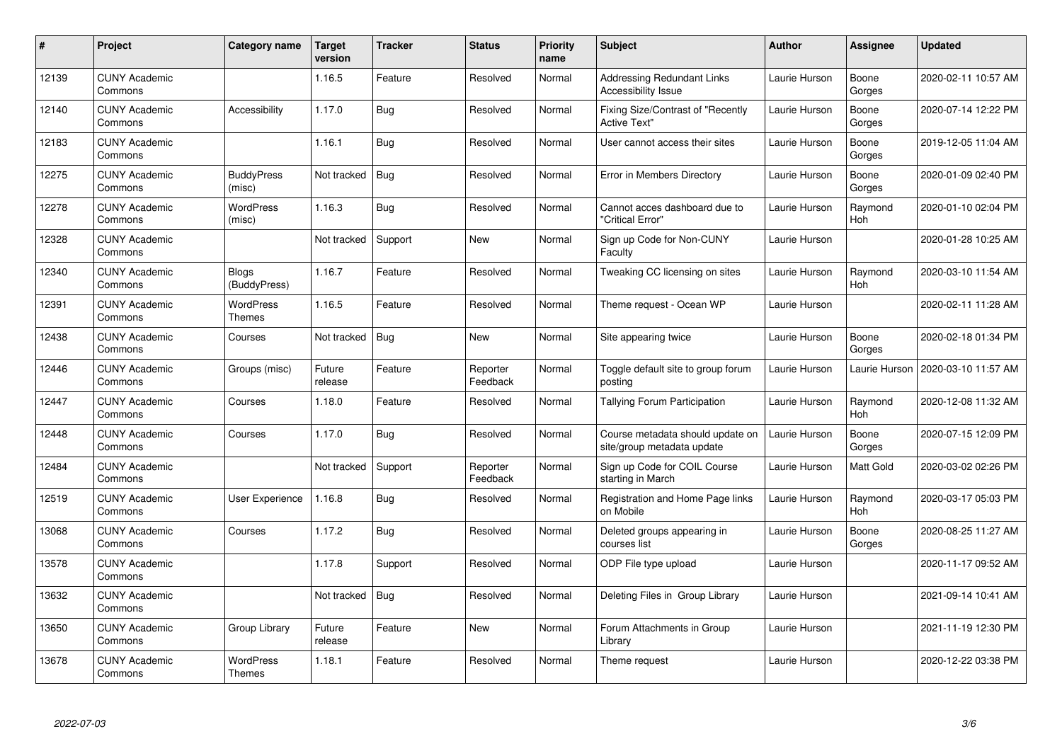| # | Project | Category name | Target version | Tracker | Status | Priority name | Subject | Author | Assignee | Updated |
|---|---|---|---|---|---|---|---|---|---|---|
| 12139 | CUNY Academic Commons | | 1.16.5 | Feature | Resolved | Normal | Addressing Redundant Links Accessibility Issue | Laurie Hurson | Boone Gorges | 2020-02-11 10:57 AM |
| 12140 | CUNY Academic Commons | Accessibility | 1.17.0 | Bug | Resolved | Normal | Fixing Size/Contrast of "Recently Active Text" | Laurie Hurson | Boone Gorges | 2020-07-14 12:22 PM |
| 12183 | CUNY Academic Commons | | 1.16.1 | Bug | Resolved | Normal | User cannot access their sites | Laurie Hurson | Boone Gorges | 2019-12-05 11:04 AM |
| 12275 | CUNY Academic Commons | BuddyPress (misc) | Not tracked | Bug | Resolved | Normal | Error in Members Directory | Laurie Hurson | Boone Gorges | 2020-01-09 02:40 PM |
| 12278 | CUNY Academic Commons | WordPress (misc) | 1.16.3 | Bug | Resolved | Normal | Cannot acces dashboard due to "Critical Error" | Laurie Hurson | Raymond Hoh | 2020-01-10 02:04 PM |
| 12328 | CUNY Academic Commons | | Not tracked | Support | New | Normal | Sign up Code for Non-CUNY Faculty | Laurie Hurson | | 2020-01-28 10:25 AM |
| 12340 | CUNY Academic Commons | Blogs (BuddyPress) | 1.16.7 | Feature | Resolved | Normal | Tweaking CC licensing on sites | Laurie Hurson | Raymond Hoh | 2020-03-10 11:54 AM |
| 12391 | CUNY Academic Commons | WordPress Themes | 1.16.5 | Feature | Resolved | Normal | Theme request - Ocean WP | Laurie Hurson | | 2020-02-11 11:28 AM |
| 12438 | CUNY Academic Commons | Courses | Not tracked | Bug | New | Normal | Site appearing twice | Laurie Hurson | Boone Gorges | 2020-02-18 01:34 PM |
| 12446 | CUNY Academic Commons | Groups (misc) | Future release | Feature | Reporter Feedback | Normal | Toggle default site to group forum posting | Laurie Hurson | Laurie Hurson | 2020-03-10 11:57 AM |
| 12447 | CUNY Academic Commons | Courses | 1.18.0 | Feature | Resolved | Normal | Tallying Forum Participation | Laurie Hurson | Raymond Hoh | 2020-12-08 11:32 AM |
| 12448 | CUNY Academic Commons | Courses | 1.17.0 | Bug | Resolved | Normal | Course metadata should update on site/group metadata update | Laurie Hurson | Boone Gorges | 2020-07-15 12:09 PM |
| 12484 | CUNY Academic Commons | | Not tracked | Support | Reporter Feedback | Normal | Sign up Code for COIL Course starting in March | Laurie Hurson | Matt Gold | 2020-03-02 02:26 PM |
| 12519 | CUNY Academic Commons | User Experience | 1.16.8 | Bug | Resolved | Normal | Registration and Home Page links on Mobile | Laurie Hurson | Raymond Hoh | 2020-03-17 05:03 PM |
| 13068 | CUNY Academic Commons | Courses | 1.17.2 | Bug | Resolved | Normal | Deleted groups appearing in courses list | Laurie Hurson | Boone Gorges | 2020-08-25 11:27 AM |
| 13578 | CUNY Academic Commons | | 1.17.8 | Support | Resolved | Normal | ODP File type upload | Laurie Hurson | | 2020-11-17 09:52 AM |
| 13632 | CUNY Academic Commons | | Not tracked | Bug | Resolved | Normal | Deleting Files in Group Library | Laurie Hurson | | 2021-09-14 10:41 AM |
| 13650 | CUNY Academic Commons | Group Library | Future release | Feature | New | Normal | Forum Attachments in Group Library | Laurie Hurson | | 2021-11-19 12:30 PM |
| 13678 | CUNY Academic Commons | WordPress Themes | 1.18.1 | Feature | Resolved | Normal | Theme request | Laurie Hurson | | 2020-12-22 03:38 PM |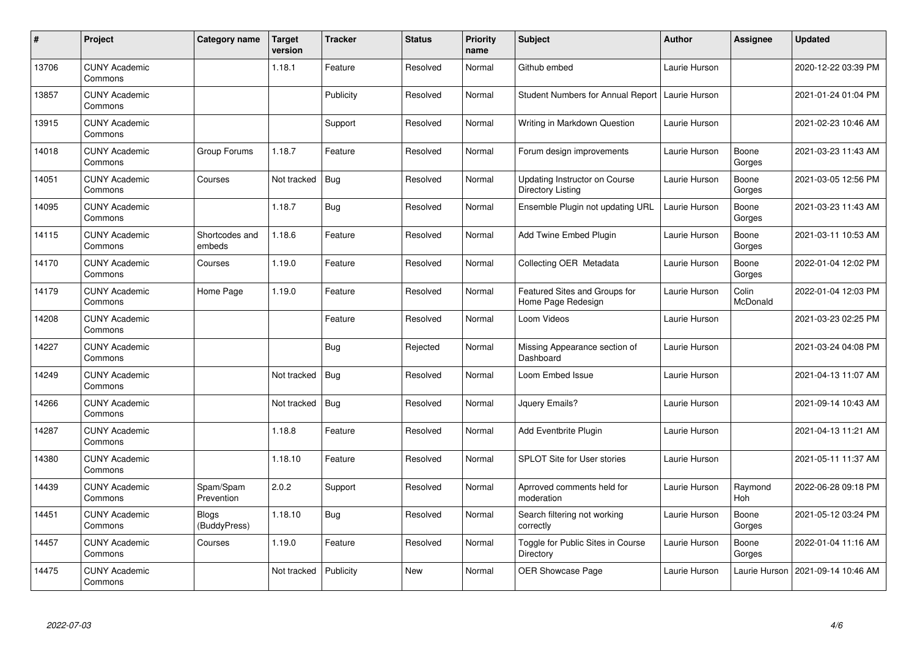| # | Project | Category name | Target version | Tracker | Status | Priority name | Subject | Author | Assignee | Updated |
|---|---|---|---|---|---|---|---|---|---|---|
| 13706 | CUNY Academic Commons | | 1.18.1 | Feature | Resolved | Normal | Github embed | Laurie Hurson | | 2020-12-22 03:39 PM |
| 13857 | CUNY Academic Commons | | | Publicity | Resolved | Normal | Student Numbers for Annual Report | Laurie Hurson | | 2021-01-24 01:04 PM |
| 13915 | CUNY Academic Commons | | | Support | Resolved | Normal | Writing in Markdown Question | Laurie Hurson | | 2021-02-23 10:46 AM |
| 14018 | CUNY Academic Commons | Group Forums | 1.18.7 | Feature | Resolved | Normal | Forum design improvements | Laurie Hurson | Boone Gorges | 2021-03-23 11:43 AM |
| 14051 | CUNY Academic Commons | Courses | Not tracked | Bug | Resolved | Normal | Updating Instructor on Course Directory Listing | Laurie Hurson | Boone Gorges | 2021-03-05 12:56 PM |
| 14095 | CUNY Academic Commons | | 1.18.7 | Bug | Resolved | Normal | Ensemble Plugin not updating URL | Laurie Hurson | Boone Gorges | 2021-03-23 11:43 AM |
| 14115 | CUNY Academic Commons | Shortcodes and embeds | 1.18.6 | Feature | Resolved | Normal | Add Twine Embed Plugin | Laurie Hurson | Boone Gorges | 2021-03-11 10:53 AM |
| 14170 | CUNY Academic Commons | Courses | 1.19.0 | Feature | Resolved | Normal | Collecting OER Metadata | Laurie Hurson | Boone Gorges | 2022-01-04 12:02 PM |
| 14179 | CUNY Academic Commons | Home Page | 1.19.0 | Feature | Resolved | Normal | Featured Sites and Groups for Home Page Redesign | Laurie Hurson | Colin McDonald | 2022-01-04 12:03 PM |
| 14208 | CUNY Academic Commons | | | Feature | Resolved | Normal | Loom Videos | Laurie Hurson | | 2021-03-23 02:25 PM |
| 14227 | CUNY Academic Commons | | | Bug | Rejected | Normal | Missing Appearance section of Dashboard | Laurie Hurson | | 2021-03-24 04:08 PM |
| 14249 | CUNY Academic Commons | | Not tracked | Bug | Resolved | Normal | Loom Embed Issue | Laurie Hurson | | 2021-04-13 11:07 AM |
| 14266 | CUNY Academic Commons | | Not tracked | Bug | Resolved | Normal | Jquery Emails? | Laurie Hurson | | 2021-09-14 10:43 AM |
| 14287 | CUNY Academic Commons | | 1.18.8 | Feature | Resolved | Normal | Add Eventbrite Plugin | Laurie Hurson | | 2021-04-13 11:21 AM |
| 14380 | CUNY Academic Commons | | 1.18.10 | Feature | Resolved | Normal | SPLOT Site for User stories | Laurie Hurson | | 2021-05-11 11:37 AM |
| 14439 | CUNY Academic Commons | Spam/Spam Prevention | 2.0.2 | Support | Resolved | Normal | Aprroved comments held for moderation | Laurie Hurson | Raymond Hoh | 2022-06-28 09:18 PM |
| 14451 | CUNY Academic Commons | Blogs (BuddyPress) | 1.18.10 | Bug | Resolved | Normal | Search filtering not working correctly | Laurie Hurson | Boone Gorges | 2021-05-12 03:24 PM |
| 14457 | CUNY Academic Commons | Courses | 1.19.0 | Feature | Resolved | Normal | Toggle for Public Sites in Course Directory | Laurie Hurson | Boone Gorges | 2022-01-04 11:16 AM |
| 14475 | CUNY Academic Commons | | Not tracked | Publicity | New | Normal | OER Showcase Page | Laurie Hurson | Laurie Hurson | 2021-09-14 10:46 AM |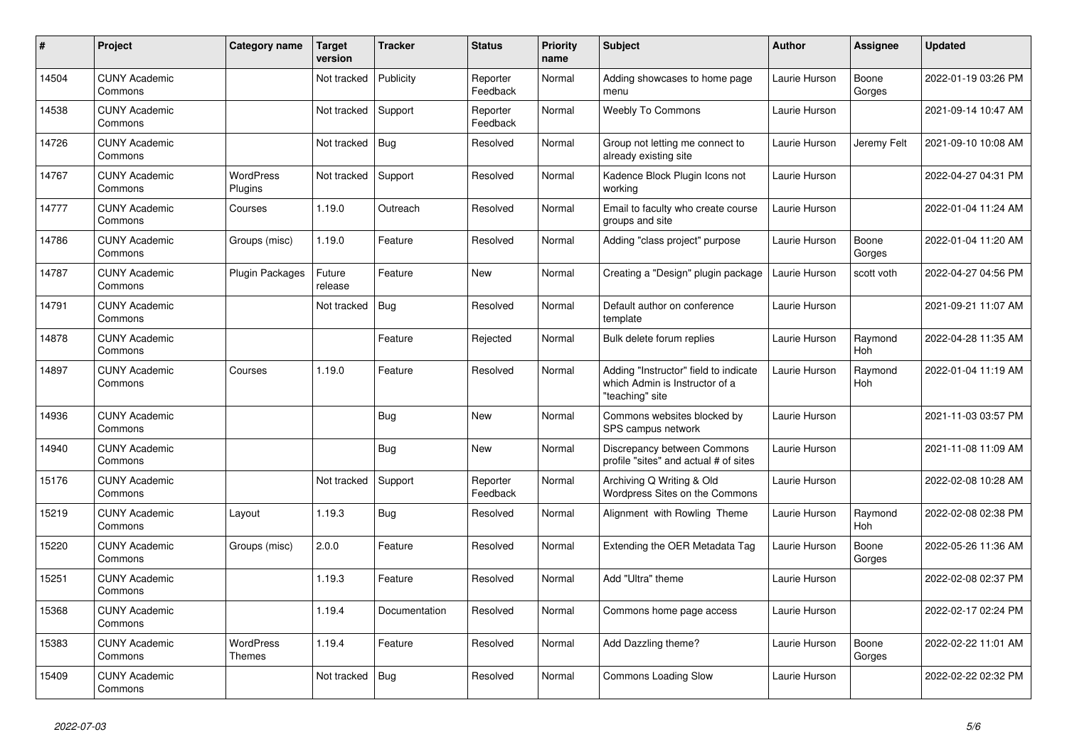| # | Project | Category name | Target version | Tracker | Status | Priority name | Subject | Author | Assignee | Updated |
|---|---|---|---|---|---|---|---|---|---|---|
| 14504 | CUNY Academic Commons | | Not tracked | Publicity | Reporter Feedback | Normal | Adding showcases to home page menu | Laurie Hurson | Boone Gorges | 2022-01-19 03:26 PM |
| 14538 | CUNY Academic Commons | | Not tracked | Support | Reporter Feedback | Normal | Weebly To Commons | Laurie Hurson | | 2021-09-14 10:47 AM |
| 14726 | CUNY Academic Commons | | Not tracked | Bug | Resolved | Normal | Group not letting me connect to already existing site | Laurie Hurson | Jeremy Felt | 2021-09-10 10:08 AM |
| 14767 | CUNY Academic Commons | WordPress Plugins | Not tracked | Support | Resolved | Normal | Kadence Block Plugin Icons not working | Laurie Hurson | | 2022-04-27 04:31 PM |
| 14777 | CUNY Academic Commons | Courses | 1.19.0 | Outreach | Resolved | Normal | Email to faculty who create course groups and site | Laurie Hurson | | 2022-01-04 11:24 AM |
| 14786 | CUNY Academic Commons | Groups (misc) | 1.19.0 | Feature | Resolved | Normal | Adding "class project" purpose | Laurie Hurson | Boone Gorges | 2022-01-04 11:20 AM |
| 14787 | CUNY Academic Commons | Plugin Packages | Future release | Feature | New | Normal | Creating a "Design" plugin package | Laurie Hurson | scott voth | 2022-04-27 04:56 PM |
| 14791 | CUNY Academic Commons | | Not tracked | Bug | Resolved | Normal | Default author on conference template | Laurie Hurson | | 2021-09-21 11:07 AM |
| 14878 | CUNY Academic Commons | | | Feature | Rejected | Normal | Bulk delete forum replies | Laurie Hurson | Raymond Hoh | 2022-04-28 11:35 AM |
| 14897 | CUNY Academic Commons | Courses | 1.19.0 | Feature | Resolved | Normal | Adding "Instructor" field to indicate which Admin is Instructor of a "teaching" site | Laurie Hurson | Raymond Hoh | 2022-01-04 11:19 AM |
| 14936 | CUNY Academic Commons | | | Bug | New | Normal | Commons websites blocked by SPS campus network | Laurie Hurson | | 2021-11-03 03:57 PM |
| 14940 | CUNY Academic Commons | | | Bug | New | Normal | Discrepancy between Commons profile "sites" and actual # of sites | Laurie Hurson | | 2021-11-08 11:09 AM |
| 15176 | CUNY Academic Commons | | Not tracked | Support | Reporter Feedback | Normal | Archiving Q Writing & Old Wordpress Sites on the Commons | Laurie Hurson | | 2022-02-08 10:28 AM |
| 15219 | CUNY Academic Commons | Layout | 1.19.3 | Bug | Resolved | Normal | Alignment with Rowling Theme | Laurie Hurson | Raymond Hoh | 2022-02-08 02:38 PM |
| 15220 | CUNY Academic Commons | Groups (misc) | 2.0.0 | Feature | Resolved | Normal | Extending the OER Metadata Tag | Laurie Hurson | Boone Gorges | 2022-05-26 11:36 AM |
| 15251 | CUNY Academic Commons | | 1.19.3 | Feature | Resolved | Normal | Add "Ultra" theme | Laurie Hurson | | 2022-02-08 02:37 PM |
| 15368 | CUNY Academic Commons | | 1.19.4 | Documentation | Resolved | Normal | Commons home page access | Laurie Hurson | | 2022-02-17 02:24 PM |
| 15383 | CUNY Academic Commons | WordPress Themes | 1.19.4 | Feature | Resolved | Normal | Add Dazzling theme? | Laurie Hurson | Boone Gorges | 2022-02-22 11:01 AM |
| 15409 | CUNY Academic Commons | | Not tracked | Bug | Resolved | Normal | Commons Loading Slow | Laurie Hurson | | 2022-02-22 02:32 PM |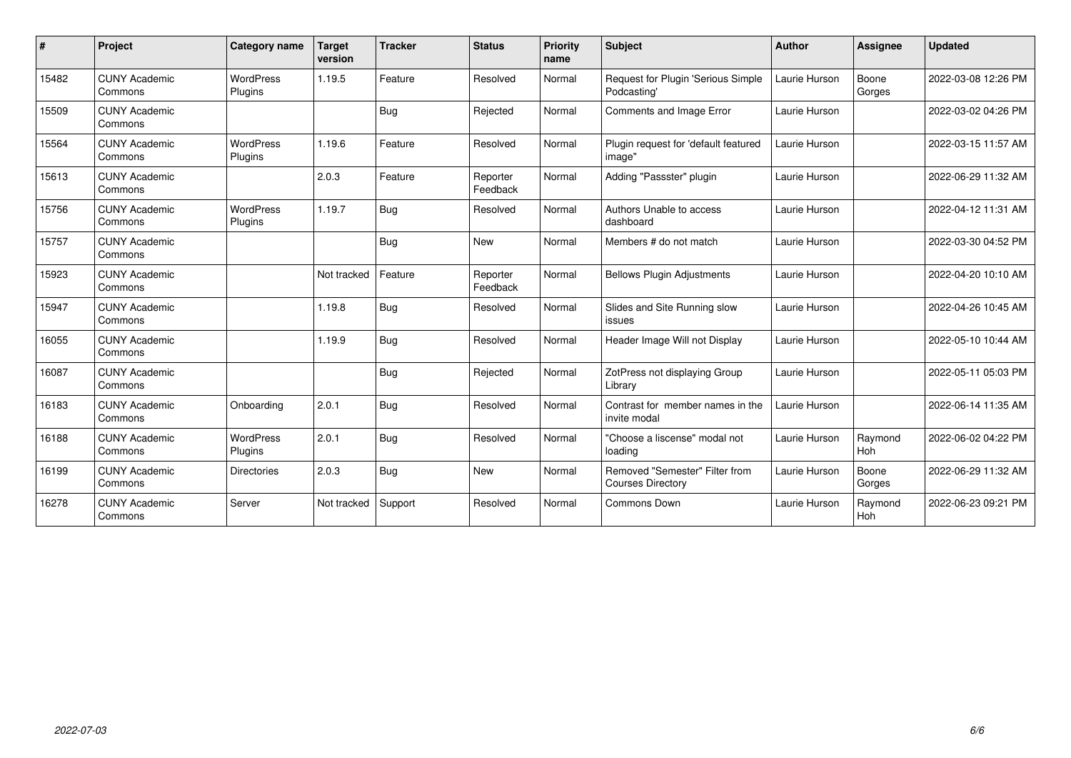| # | Project | Category name | Target version | Tracker | Status | Priority name | Subject | Author | Assignee | Updated |
|---|---|---|---|---|---|---|---|---|---|---|
| 15482 | CUNY Academic Commons | WordPress Plugins | 1.19.5 | Feature | Resolved | Normal | Request for Plugin 'Serious Simple Podcasting' | Laurie Hurson | Boone Gorges | 2022-03-08 12:26 PM |
| 15509 | CUNY Academic Commons | | | Bug | Rejected | Normal | Comments and Image Error | Laurie Hurson | | 2022-03-02 04:26 PM |
| 15564 | CUNY Academic Commons | WordPress Plugins | 1.19.6 | Feature | Resolved | Normal | Plugin request for 'default featured image" | Laurie Hurson | | 2022-03-15 11:57 AM |
| 15613 | CUNY Academic Commons | | 2.0.3 | Feature | Reporter Feedback | Normal | Adding "Passster" plugin | Laurie Hurson | | 2022-06-29 11:32 AM |
| 15756 | CUNY Academic Commons | WordPress Plugins | 1.19.7 | Bug | Resolved | Normal | Authors Unable to access dashboard | Laurie Hurson | | 2022-04-12 11:31 AM |
| 15757 | CUNY Academic Commons | | | Bug | New | Normal | Members # do not match | Laurie Hurson | | 2022-03-30 04:52 PM |
| 15923 | CUNY Academic Commons | | Not tracked | Feature | Reporter Feedback | Normal | Bellows Plugin Adjustments | Laurie Hurson | | 2022-04-20 10:10 AM |
| 15947 | CUNY Academic Commons | | 1.19.8 | Bug | Resolved | Normal | Slides and Site Running slow issues | Laurie Hurson | | 2022-04-26 10:45 AM |
| 16055 | CUNY Academic Commons | | 1.19.9 | Bug | Resolved | Normal | Header Image Will not Display | Laurie Hurson | | 2022-05-10 10:44 AM |
| 16087 | CUNY Academic Commons | | | Bug | Rejected | Normal | ZotPress not displaying Group Library | Laurie Hurson | | 2022-05-11 05:03 PM |
| 16183 | CUNY Academic Commons | Onboarding | 2.0.1 | Bug | Resolved | Normal | Contrast for member names in the invite modal | Laurie Hurson | | 2022-06-14 11:35 AM |
| 16188 | CUNY Academic Commons | WordPress Plugins | 2.0.1 | Bug | Resolved | Normal | "Choose a liscense" modal not loading | Laurie Hurson | Raymond Hoh | 2022-06-02 04:22 PM |
| 16199 | CUNY Academic Commons | Directories | 2.0.3 | Bug | New | Normal | Removed "Semester" Filter from Courses Directory | Laurie Hurson | Boone Gorges | 2022-06-29 11:32 AM |
| 16278 | CUNY Academic Commons | Server | Not tracked | Support | Resolved | Normal | Commons Down | Laurie Hurson | Raymond Hoh | 2022-06-23 09:21 PM |